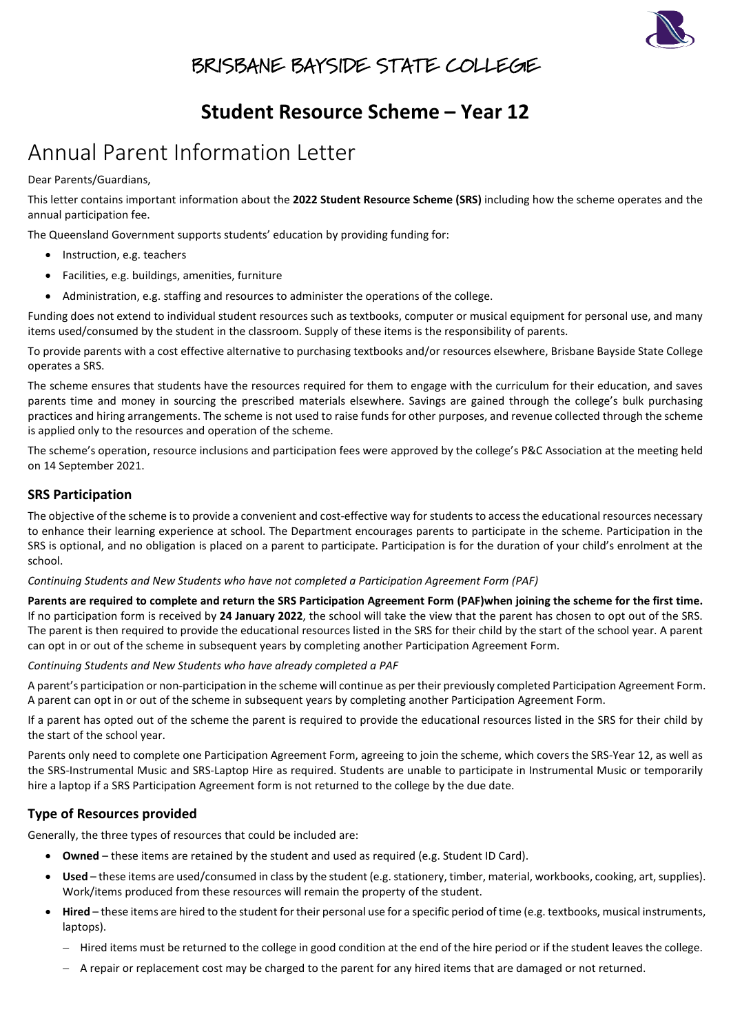# BRISBANE BAYSIDE STATE COLLEGE

## Student Resource Scheme – Year 12

# Annual Parent Information Letter

Dear Parents/Guardians,

This letter contains important information about the **2022 Student Resource Scheme (SRS)** including how the scheme operates and the annual participation fee.

The Queensland Government supports students' education by providing funding for:

- Instruction, e.g. teachers
- Facilities, e.g. buildings, amenities, furniture
- Administration, e.g. staffing and resources to administer the operations of the college.

Funding does not extend to individual student resources such as textbooks, computer or musical equipment for personal use, and many items used/consumed by the student in the classroom. Supply of these items is the responsibility of parents.

To provide parents with a cost effective alternative to purchasing textbooks and/or resources elsewhere, Brisbane Bayside State College operates a SRS.

The scheme ensures that students have the resources required for them to engage with the curriculum for their education, and saves parents time and money in sourcing the prescribed materials elsewhere. Savings are gained through the college's bulk purchasing practices and hiring arrangements. The scheme is not used to raise funds for other purposes, and revenue collected through the scheme is applied only to the resources and operation of the scheme.

The scheme's operation, resource inclusions and participation fees were approved by the college's P&C Association at the meeting held on 14 September 2021.

### SRS Participation

The objective of the scheme is to provide a convenient and cost-effective way for students to access the educational resources necessary to enhance their learning experience at school. The Department encourages parents to participate in the scheme. Participation in the SRS is optional, and no obligation is placed on a parent to participate. Participation is for the duration of your child's enrolment at the school.

*Continuing Students and New Students who have not completed a Participation Agreement Form (PAF)*

**Parents are required to complete and return the SRS Participation Agreement Form (PAF)when joining the scheme for the first time.** If no participation form is received by **24 January 2022**, the school will take the view that the parent has chosen to opt out of the SRS. The parent is then required to provide the educational resources listed in the SRS for their child by the start of the school year. A parent can opt in or out of the scheme in subsequent years by completing another Participation Agreement Form.

*Continuing Students and New Students who have already completed a PAF*

A parent's participation or non-participation in the scheme will continue as per their previously completed Participation Agreement Form. A parent can opt in or out of the scheme in subsequent years by completing another Participation Agreement Form.

If a parent has opted out of the scheme the parent is required to provide the educational resources listed in the SRS for their child by the start of the school year.

Parents only need to complete one Participation Agreement Form, agreeing to join the scheme, which covers the SRS-Year 12, as well as the SRS-Instrumental Music and SRS-Laptop Hire as required. Students are unable to participate in Instrumental Music or temporarily hire a laptop if a SRS Participation Agreement form is not returned to the college by the due date.

### Type of Resources provided

Generally, the three types of resources that could be included are:

- **Owned** – these items are retained by the student and used as required (e.g. Student ID Card).
- **Used** – these items are used/consumed in class by the student (e.g. stationery, timber, material, workbooks, cooking, art, supplies). Work/items produced from these resources will remain the property of the student.
- **Hired** – these items are hired to the student for their personal use for a specific period of time (e.g. textbooks, musical instruments, laptops).
  - Hired items must be returned to the college in good condition at the end of the hire period or if the student leaves the college.
  - A repair or replacement cost may be charged to the parent for any hired items that are damaged or not returned.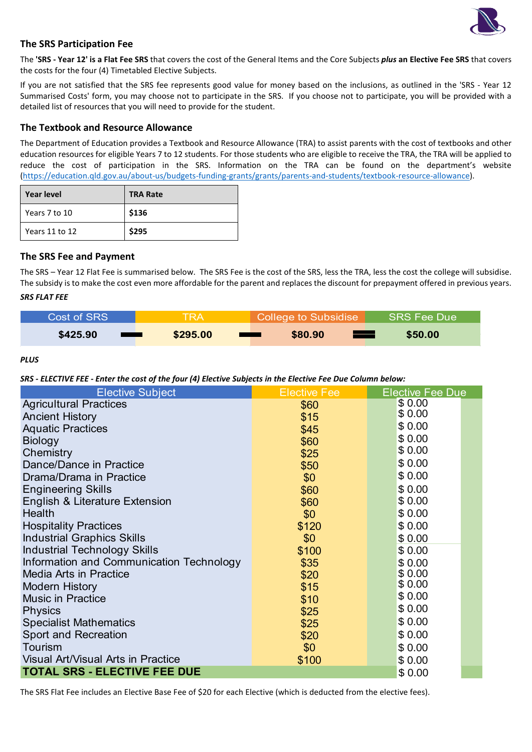## The SRS Participation Fee

The **'SRS - Year 12' is a Flat Fee SRS** that covers the cost of the General Items and the Core Subjects ***plus* an Elective Fee SRS** that covers the costs for the four (4) Timetabled Elective Subjects.

If you are not satisfied that the SRS fee represents good value for money based on the inclusions, as outlined in the 'SRS - Year 12 Summarised Costs' form, you may choose not to participate in the SRS. If you choose not to participate, you will be provided with a detailed list of resources that you will need to provide for the student.

## The Textbook and Resource Allowance

The Department of Education provides a Textbook and Resource Allowance (TRA) to assist parents with the cost of textbooks and other education resources for eligible Years 7 to 12 students. For those students who are eligible to receive the TRA, the TRA will be applied to reduce the cost of participation in the SRS. Information on the TRA can be found on the department's website (https://education.qld.gov.au/about-us/budgets-funding-grants/grants/parents-and-students/textbook-resource-allowance).

| Year level | TRA Rate |
|---|---|
| Years 7 to 10 | **$136** |
| Years 11 to 12 | **$295** |

## The SRS Fee and Payment

The SRS – Year 12 Flat Fee is summarised below. The SRS Fee is the cost of the SRS, less the TRA, less the cost the college will subsidise. The subsidy is to make the cost even more affordable for the parent and replaces the discount for prepayment offered in previous years.

***SRS FLAT FEE***

| Cost of SRS | | TRA | | College to Subsidise | | SRS Fee Due |
|---|---|---|---|---|---|---|
| **$425.90** | − | **$295.00** | − | **$80.90** | = | **$50.00** |

***PLUS***

***SRS - ELECTIVE FEE - Enter the cost of the four (4) Elective Subjects in the Elective Fee Due Column below:***

| Elective Subject | Elective Fee | Elective Fee Due |
|---|---|---|
| Agricultural Practices | $60 | $ 0.00 |
| Ancient History | $15 | $ 0.00 |
| Aquatic Practices | $45 | $ 0.00 |
| Biology | $60 | $ 0.00 |
| Chemistry | $25 | $ 0.00 |
| Dance/Dance in Practice | $50 | $ 0.00 |
| Drama/Drama in Practice | $0 | $ 0.00 |
| Engineering Skills | $60 | $ 0.00 |
| English & Literature Extension | $60 | $ 0.00 |
| Health | $0 | $ 0.00 |
| Hospitality Practices | $120 | $ 0.00 |
| Industrial Graphics Skills | $0 | $ 0.00 |
| Industrial Technology Skills | $100 | $ 0.00 |
| Information and Communication Technology | $35 | $ 0.00 |
| Media Arts in Practice | $20 | $ 0.00 |
| Modern History | $15 | $ 0.00 |
| Music in Practice | $10 | $ 0.00 |
| Physics | $25 | $ 0.00 |
| Specialist Mathematics | $25 | $ 0.00 |
| Sport and Recreation | $20 | $ 0.00 |
| Tourism | $0 | $ 0.00 |
| Visual Art/Visual Arts in Practice | $100 | $ 0.00 |
| **TOTAL SRS - ELECTIVE FEE DUE** | | $ 0.00 |

The SRS Flat Fee includes an Elective Base Fee of $20 for each Elective (which is deducted from the elective fees).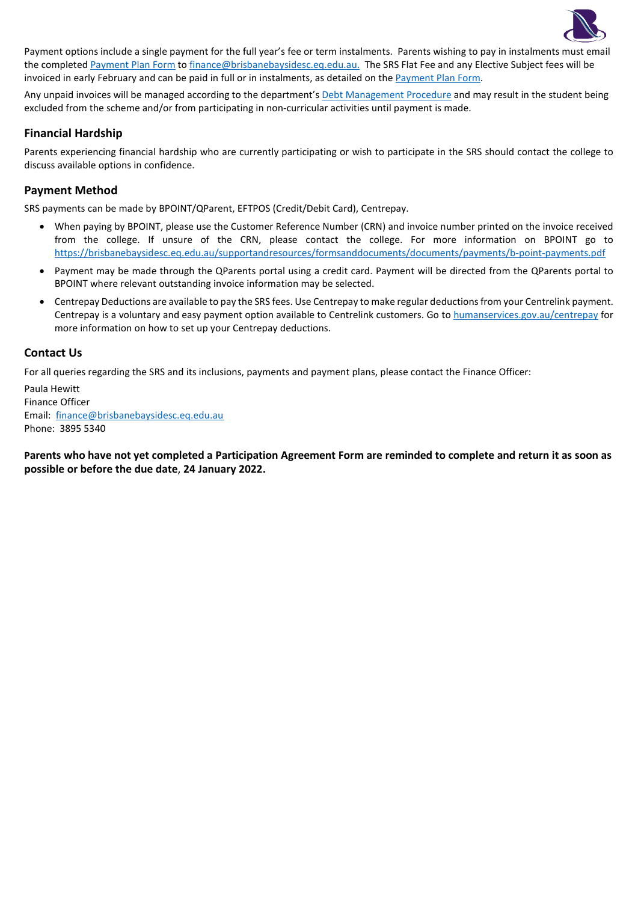Payment options include a single payment for the full year's fee or term instalments. Parents wishing to pay in instalments must email the completed [Payment Plan Form](#) to [finance@brisbanebaysidesc.eq.edu.au.](mailto:finance@brisbanebaysidesc.eq.edu.au) The SRS Flat Fee and any Elective Subject fees will be invoiced in early February and can be paid in full or in instalments, as detailed on the [Payment Plan Form](#).

Any unpaid invoices will be managed according to the department's [Debt Management Procedure](#) and may result in the student being excluded from the scheme and/or from participating in non-curricular activities until payment is made.

## Financial Hardship

Parents experiencing financial hardship who are currently participating or wish to participate in the SRS should contact the college to discuss available options in confidence.

## Payment Method

SRS payments can be made by BPOINT/QParent, EFTPOS (Credit/Debit Card), Centrepay.

- When paying by BPOINT, please use the Customer Reference Number (CRN) and invoice number printed on the invoice received from the college. If unsure of the CRN, please contact the college. For more information on BPOINT go to https://brisbanebaysidesc.eq.edu.au/supportandresources/formsanddocuments/documents/payments/b-point-payments.pdf
- Payment may be made through the QParents portal using a credit card. Payment will be directed from the QParents portal to BPOINT where relevant outstanding invoice information may be selected.
- Centrepay Deductions are available to pay the SRS fees. Use Centrepay to make regular deductions from your Centrelink payment. Centrepay is a voluntary and easy payment option available to Centrelink customers. Go to [humanservices.gov.au/centrepay](#) for more information on how to set up your Centrepay deductions.

## Contact Us

For all queries regarding the SRS and its inclusions, payments and payment plans, please contact the Finance Officer:

Paula Hewitt
Finance Officer
Email: [finance@brisbanebaysidesc.eq.edu.au](mailto:finance@brisbanebaysidesc.eq.edu.au)
Phone: 3895 5340

**Parents who have not yet completed a Participation Agreement Form are reminded to complete and return it as soon as possible or before the due date, 24 January 2022.**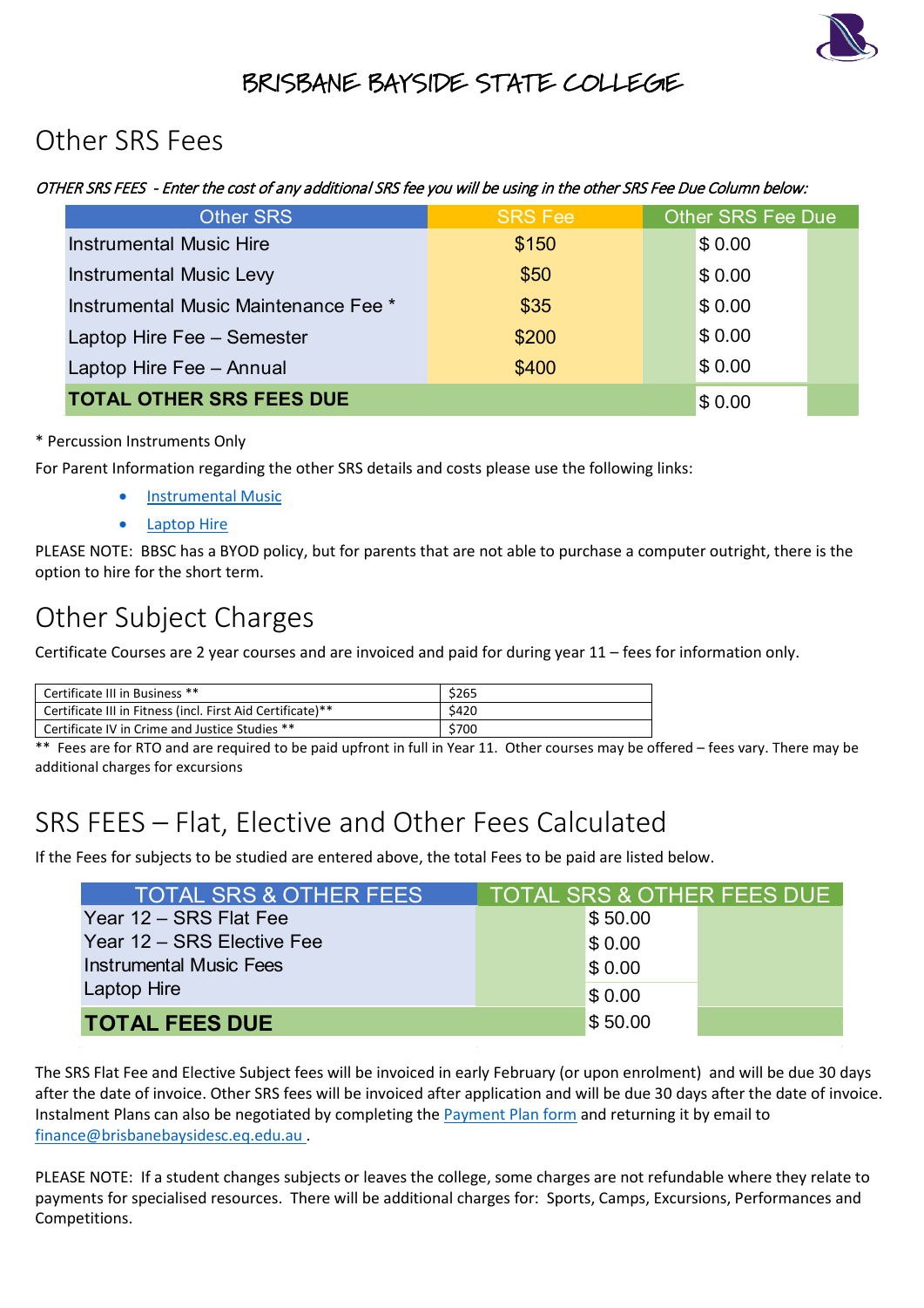# BRISBANE BAYSIDE STATE COLLEGE

## Other SRS Fees

*OTHER SRS FEES - Enter the cost of any additional SRS fee you will be using in the other SRS Fee Due Column below:*

| Other SRS | SRS Fee | Other SRS Fee Due |
|---|---|---|
| Instrumental Music Hire | $150 | $ 0.00 |
| Instrumental Music Levy | $50 | $ 0.00 |
| Instrumental Music Maintenance Fee * | $35 | $ 0.00 |
| Laptop Hire Fee – Semester | $200 | $ 0.00 |
| Laptop Hire Fee – Annual | $400 | $ 0.00 |
| **TOTAL OTHER SRS FEES DUE** | | $ 0.00 |

* Percussion Instruments Only

For Parent Information regarding the other SRS details and costs please use the following links:

- Instrumental Music
- Laptop Hire

PLEASE NOTE: BBSC has a BYOD policy, but for parents that are not able to purchase a computer outright, there is the option to hire for the short term.

## Other Subject Charges

Certificate Courses are 2 year courses and are invoiced and paid for during year 11 – fees for information only.

| Course | Fee |
|---|---|
| Certificate III in Business ** | $265 |
| Certificate III in Fitness (incl. First Aid Certificate)** | $420 |
| Certificate IV in Crime and Justice Studies ** | $700 |

** Fees are for RTO and are required to be paid upfront in full in Year 11. Other courses may be offered – fees vary. There may be additional charges for excursions

## SRS FEES – Flat, Elective and Other Fees Calculated

If the Fees for subjects to be studied are entered above, the total Fees to be paid are listed below.

| TOTAL SRS & OTHER FEES | TOTAL SRS & OTHER FEES DUE |
|---|---|
| Year 12 – SRS Flat Fee | $ 50.00 |
| Year 12 – SRS Elective Fee | $ 0.00 |
| Instrumental Music Fees | $ 0.00 |
| Laptop Hire | $ 0.00 |
| **TOTAL FEES DUE** | $ 50.00 |

The SRS Flat Fee and Elective Subject fees will be invoiced in early February (or upon enrolment) and will be due 30 days after the date of invoice. Other SRS fees will be invoiced after application and will be due 30 days after the date of invoice. Instalment Plans can also be negotiated by completing the Payment Plan form and returning it by email to finance@brisbanebaysidesc.eq.edu.au .

PLEASE NOTE: If a student changes subjects or leaves the college, some charges are not refundable where they relate to payments for specialised resources. There will be additional charges for: Sports, Camps, Excursions, Performances and Competitions.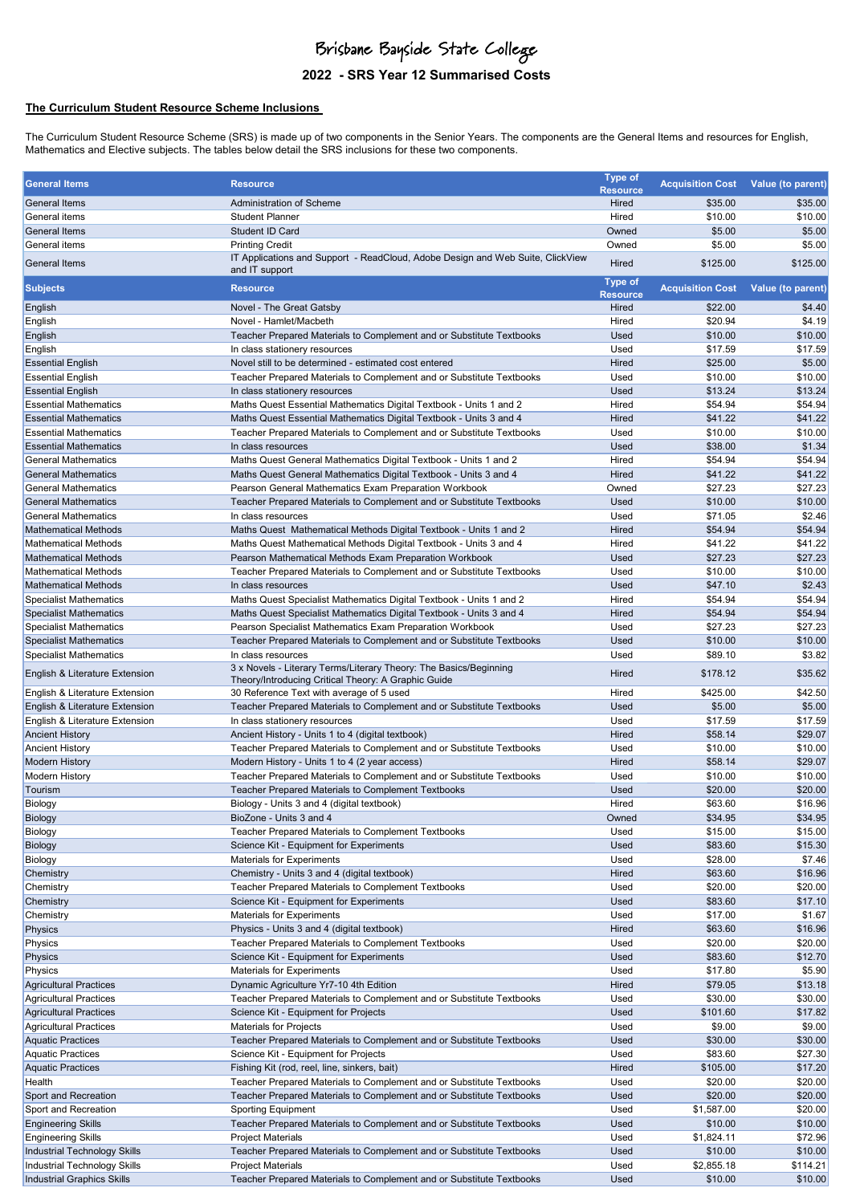# Brisbane Bayside State College

## 2022 - SRS Year 12 Summarised Costs

**The Curriculum Student Resource Scheme Inclusions**

The Curriculum Student Resource Scheme (SRS) is made up of two components in the Senior Years. The components are the General Items and resources for English, Mathematics and Elective subjects. The tables below detail the SRS inclusions for these two components.

| General Items | Resource | Type of Resource | Acquisition Cost | Value (to parent) |
|---|---|---|---|---|
| General Items | Administration of Scheme | Hired | $35.00 | $35.00 |
| General items | Student Planner | Hired | $10.00 | $10.00 |
| General Items | Student ID Card | Owned | $5.00 | $5.00 |
| General items | Printing Credit | Owned | $5.00 | $5.00 |
| General Items | IT Applications and Support - ReadCloud, Adobe Design and Web Suite, ClickView and IT support | Hired | $125.00 | $125.00 |
| **Subjects** | **Resource** | **Type of Resource** | **Acquisition Cost** | **Value (to parent)** |
| English | Novel - The Great Gatsby | Hired | $22.00 | $4.40 |
| English | Novel - Hamlet/Macbeth | Hired | $20.94 | $4.19 |
| English | Teacher Prepared Materials to Complement and or Substitute Textbooks | Used | $10.00 | $10.00 |
| English | In class stationery resources | Used | $17.59 | $17.59 |
| Essential English | Novel still to be determined - estimated cost entered | Hired | $25.00 | $5.00 |
| Essential English | Teacher Prepared Materials to Complement and or Substitute Textbooks | Used | $10.00 | $10.00 |
| Essential English | In class stationery resources | Used | $13.24 | $13.24 |
| Essential Mathematics | Maths Quest Essential Mathematics Digital Textbook - Units 1 and 2 | Hired | $54.94 | $54.94 |
| Essential Mathematics | Maths Quest Essential Mathematics Digital Textbook - Units 3 and 4 | Hired | $41.22 | $41.22 |
| Essential Mathematics | Teacher Prepared Materials to Complement and or Substitute Textbooks | Used | $10.00 | $10.00 |
| Essential Mathematics | In class resources | Used | $38.00 | $1.34 |
| General Mathematics | Maths Quest General Mathematics Digital Textbook - Units 1 and 2 | Hired | $54.94 | $54.94 |
| General Mathematics | Maths Quest General Mathematics Digital Textbook - Units 3 and 4 | Hired | $41.22 | $41.22 |
| General Mathematics | Pearson General Mathematics Exam Preparation Workbook | Owned | $27.23 | $27.23 |
| General Mathematics | Teacher Prepared Materials to Complement and or Substitute Textbooks | Used | $10.00 | $10.00 |
| General Mathematics | In class resources | Used | $71.05 | $2.46 |
| Mathematical Methods | Maths Quest Mathematical Methods Digital Textbook - Units 1 and 2 | Hired | $54.94 | $54.94 |
| Mathematical Methods | Maths Quest Mathematical Methods Digital Textbook - Units 3 and 4 | Hired | $41.22 | $41.22 |
| Mathematical Methods | Pearson Mathematical Methods Exam Preparation Workbook | Used | $27.23 | $27.23 |
| Mathematical Methods | Teacher Prepared Materials to Complement and or Substitute Textbooks | Used | $10.00 | $10.00 |
| Mathematical Methods | In class resources | Used | $47.10 | $2.43 |
| Specialist Mathematics | Maths Quest Specialist Mathematics Digital Textbook - Units 1 and 2 | Hired | $54.94 | $54.94 |
| Specialist Mathematics | Maths Quest Specialist Mathematics Digital Textbook - Units 3 and 4 | Hired | $54.94 | $54.94 |
| Specialist Mathematics | Pearson Specialist Mathematics Exam Preparation Workbook | Used | $27.23 | $27.23 |
| Specialist Mathematics | Teacher Prepared Materials to Complement and or Substitute Textbooks | Used | $10.00 | $10.00 |
| Specialist Mathematics | In class resources | Used | $89.10 | $3.82 |
| English & Literature Extension | 3 x Novels - Literary Terms/Literary Theory: The Basics/Beginning Theory/Introducing Critical Theory: A Graphic Guide | Hired | $178.12 | $35.62 |
| English & Literature Extension | 30 Reference Text with average of 5 used | Hired | $425.00 | $42.50 |
| English & Literature Extension | Teacher Prepared Materials to Complement and or Substitute Textbooks | Used | $5.00 | $5.00 |
| English & Literature Extension | In class stationery resources | Used | $17.59 | $17.59 |
| Ancient History | Ancient History - Units 1 to 4 (digital textbook) | Hired | $58.14 | $29.07 |
| Ancient History | Teacher Prepared Materials to Complement and or Substitute Textbooks | Used | $10.00 | $10.00 |
| Modern History | Modern History - Units 1 to 4 (2 year access) | Hired | $58.14 | $29.07 |
| Modern History | Teacher Prepared Materials to Complement and or Substitute Textbooks | Used | $10.00 | $10.00 |
| Tourism | Teacher Prepared Materials to Complement Textbooks | Used | $20.00 | $20.00 |
| Biology | Biology - Units 3 and 4 (digital textbook) | Hired | $63.60 | $16.96 |
| Biology | BioZone - Units 3 and 4 | Owned | $34.95 | $34.95 |
| Biology | Teacher Prepared Materials to Complement Textbooks | Used | $15.00 | $15.00 |
| Biology | Science Kit - Equipment for Experiments | Used | $83.60 | $15.30 |
| Biology | Materials for Experiments | Used | $28.00 | $7.46 |
| Chemistry | Chemistry - Units 3 and 4 (digital textbook) | Hired | $63.60 | $16.96 |
| Chemistry | Teacher Prepared Materials to Complement Textbooks | Used | $20.00 | $20.00 |
| Chemistry | Science Kit - Equipment for Experiments | Used | $83.60 | $17.10 |
| Chemistry | Materials for Experiments | Used | $17.00 | $1.67 |
| Physics | Physics - Units 3 and 4 (digital textbook) | Hired | $63.60 | $16.96 |
| Physics | Teacher Prepared Materials to Complement Textbooks | Used | $20.00 | $20.00 |
| Physics | Science Kit - Equipment for Experiments | Used | $83.60 | $12.70 |
| Physics | Materials for Experiments | Used | $17.80 | $5.90 |
| Agricultural Practices | Dynamic Agriculture Yr7-10 4th Edition | Hired | $79.05 | $13.18 |
| Agricultural Practices | Teacher Prepared Materials to Complement and or Substitute Textbooks | Used | $30.00 | $30.00 |
| Agricultural Practices | Science Kit - Equipment for Projects | Used | $101.60 | $17.82 |
| Agricultural Practices | Materials for Projects | Used | $9.00 | $9.00 |
| Aquatic Practices | Teacher Prepared Materials to Complement and or Substitute Textbooks | Used | $30.00 | $30.00 |
| Aquatic Practices | Science Kit - Equipment for Projects | Used | $83.60 | $27.30 |
| Aquatic Practices | Fishing Kit (rod, reel, line, sinkers, bait) | Hired | $105.00 | $17.20 |
| Health | Teacher Prepared Materials to Complement and or Substitute Textbooks | Used | $20.00 | $20.00 |
| Sport and Recreation | Teacher Prepared Materials to Complement and or Substitute Textbooks | Used | $20.00 | $20.00 |
| Sport and Recreation | Sporting Equipment | Used | $1,587.00 | $20.00 |
| Engineering Skills | Teacher Prepared Materials to Complement and or Substitute Textbooks | Used | $10.00 | $10.00 |
| Engineering Skills | Project Materials | Used | $1,824.11 | $72.96 |
| Industrial Technology Skills | Teacher Prepared Materials to Complement and or Substitute Textbooks | Used | $10.00 | $10.00 |
| Industrial Technology Skills | Project Materials | Used | $2,855.18 | $114.21 |
| Industrial Graphics Skills | Teacher Prepared Materials to Complement and or Substitute Textbooks | Used | $10.00 | $10.00 |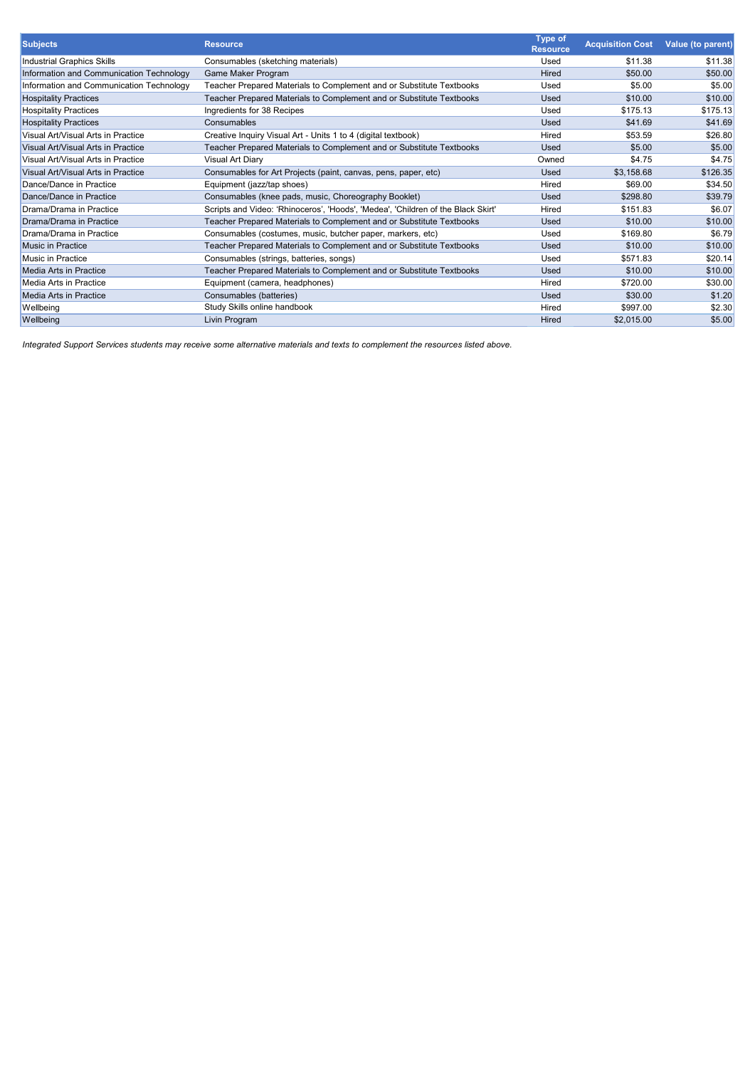| Subjects | Resource | Type of Resource | Acquisition Cost | Value (to parent) |
|---|---|---|---|---|
| Industrial Graphics Skills | Consumables (sketching materials) | Used | $11.38 | $11.38 |
| Information and Communication Technology | Game Maker Program | Hired | $50.00 | $50.00 |
| Information and Communication Technology | Teacher Prepared Materials to Complement and or Substitute Textbooks | Used | $5.00 | $5.00 |
| Hospitality Practices | Teacher Prepared Materials to Complement and or Substitute Textbooks | Used | $10.00 | $10.00 |
| Hospitality Practices | Ingredients for 38 Recipes | Used | $175.13 | $175.13 |
| Hospitality Practices | Consumables | Used | $41.69 | $41.69 |
| Visual Art/Visual Arts in Practice | Creative Inquiry Visual Art - Units 1 to 4 (digital textbook) | Hired | $53.59 | $26.80 |
| Visual Art/Visual Arts in Practice | Teacher Prepared Materials to Complement and or Substitute Textbooks | Used | $5.00 | $5.00 |
| Visual Art/Visual Arts in Practice | Visual Art Diary | Owned | $4.75 | $4.75 |
| Visual Art/Visual Arts in Practice | Consumables for Art Projects (paint, canvas, pens, paper, etc) | Used | $3,158.68 | $126.35 |
| Dance/Dance in Practice | Equipment (jazz/tap shoes) | Hired | $69.00 | $34.50 |
| Dance/Dance in Practice | Consumables (knee pads, music, Choreography Booklet) | Used | $298.80 | $39.79 |
| Drama/Drama in Practice | Scripts and Video: 'Rhinoceros', 'Hoods', 'Medea', 'Children of the Black Skirt' | Hired | $151.83 | $6.07 |
| Drama/Drama in Practice | Teacher Prepared Materials to Complement and or Substitute Textbooks | Used | $10.00 | $10.00 |
| Drama/Drama in Practice | Consumables (costumes, music, butcher paper, markers, etc) | Used | $169.80 | $6.79 |
| Music in Practice | Teacher Prepared Materials to Complement and or Substitute Textbooks | Used | $10.00 | $10.00 |
| Music in Practice | Consumables (strings, batteries, songs) | Used | $571.83 | $20.14 |
| Media Arts in Practice | Teacher Prepared Materials to Complement and or Substitute Textbooks | Used | $10.00 | $10.00 |
| Media Arts in Practice | Equipment (camera, headphones) | Hired | $720.00 | $30.00 |
| Media Arts in Practice | Consumables (batteries) | Used | $30.00 | $1.20 |
| Wellbeing | Study Skills online handbook | Hired | $997.00 | $2.30 |
| Wellbeing | Livin Program | Hired | $2,015.00 | $5.00 |

*Integrated Support Services students may receive some alternative materials and texts to complement the resources listed above.*